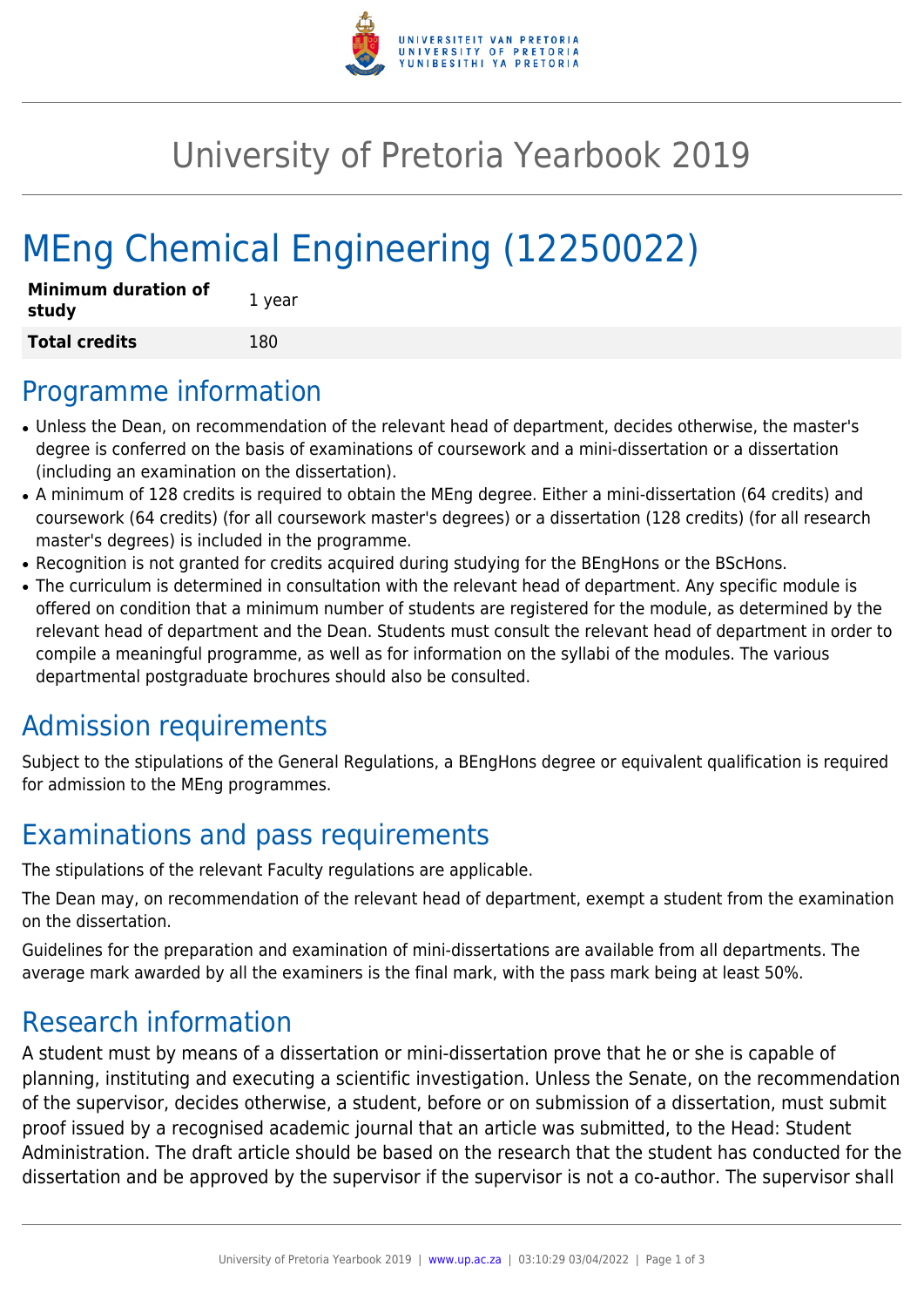# University of Pretoria Yearbook 2019

# MEng Chemical Engineering (12250022)

| **Minimum duration of study** | 1 year |
|---|---|
| **Total credits** | 180 |

## Programme information

- Unless the Dean, on recommendation of the relevant head of department, decides otherwise, the master's degree is conferred on the basis of examinations of coursework and a mini-dissertation or a dissertation (including an examination on the dissertation).
- A minimum of 128 credits is required to obtain the MEng degree. Either a mini-dissertation (64 credits) and coursework (64 credits) (for all coursework master's degrees) or a dissertation (128 credits) (for all research master's degrees) is included in the programme.
- Recognition is not granted for credits acquired during studying for the BEngHons or the BScHons.
- The curriculum is determined in consultation with the relevant head of department. Any specific module is offered on condition that a minimum number of students are registered for the module, as determined by the relevant head of department and the Dean. Students must consult the relevant head of department in order to compile a meaningful programme, as well as for information on the syllabi of the modules. The various departmental postgraduate brochures should also be consulted.

## Admission requirements

Subject to the stipulations of the General Regulations, a BEngHons degree or equivalent qualification is required for admission to the MEng programmes.

## Examinations and pass requirements

The stipulations of the relevant Faculty regulations are applicable.

The Dean may, on recommendation of the relevant head of department, exempt a student from the examination on the dissertation.

Guidelines for the preparation and examination of mini-dissertations are available from all departments. The average mark awarded by all the examiners is the final mark, with the pass mark being at least 50%.

## Research information

A student must by means of a dissertation or mini-dissertation prove that he or she is capable of planning, instituting and executing a scientific investigation. Unless the Senate, on the recommendation of the supervisor, decides otherwise, a student, before or on submission of a dissertation, must submit proof issued by a recognised academic journal that an article was submitted, to the Head: Student Administration. The draft article should be based on the research that the student has conducted for the dissertation and be approved by the supervisor if the supervisor is not a co-author. The supervisor shall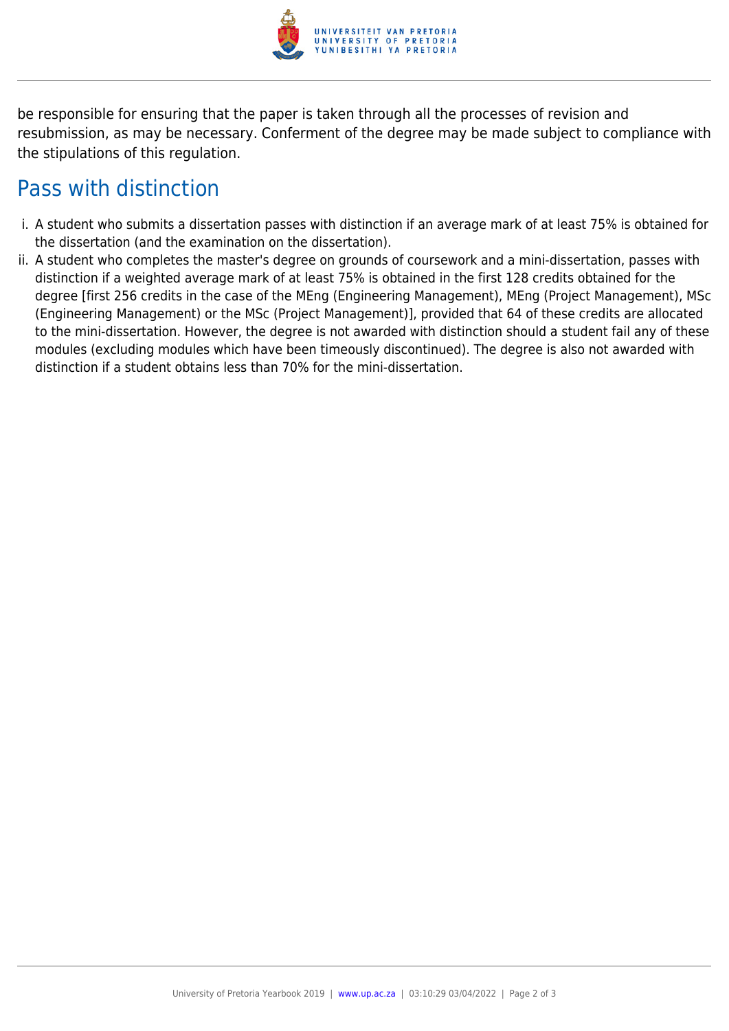be responsible for ensuring that the paper is taken through all the processes of revision and resubmission, as may be necessary. Conferment of the degree may be made subject to compliance with the stipulations of this regulation.

## Pass with distinction

i. A student who submits a dissertation passes with distinction if an average mark of at least 75% is obtained for the dissertation (and the examination on the dissertation).

ii. A student who completes the master's degree on grounds of coursework and a mini-dissertation, passes with distinction if a weighted average mark of at least 75% is obtained in the first 128 credits obtained for the degree [first 256 credits in the case of the MEng (Engineering Management), MEng (Project Management), MSc (Engineering Management) or the MSc (Project Management)], provided that 64 of these credits are allocated to the mini-dissertation. However, the degree is not awarded with distinction should a student fail any of these modules (excluding modules which have been timeously discontinued). The degree is also not awarded with distinction if a student obtains less than 70% for the mini-dissertation.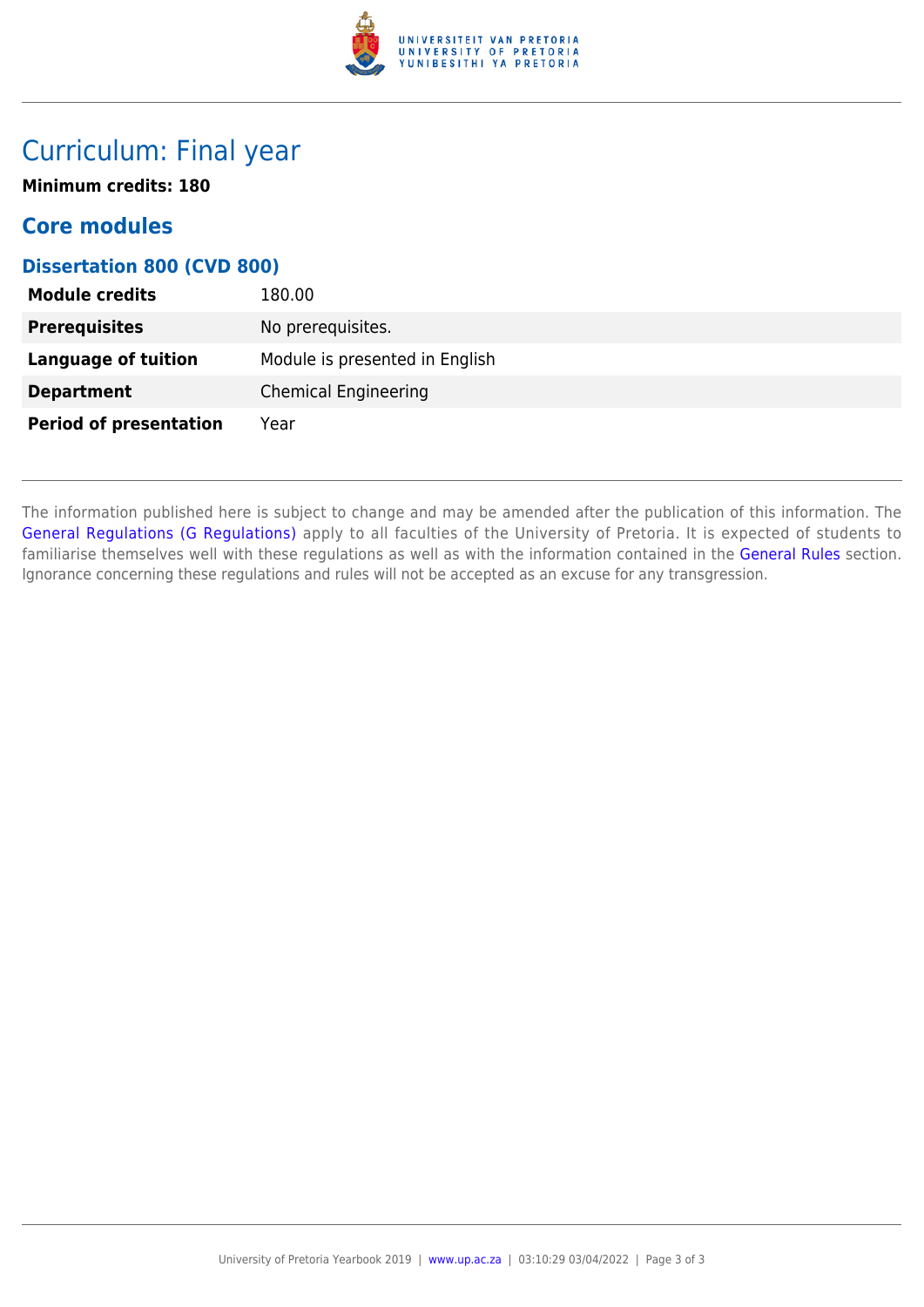## Curriculum: Final year

**Minimum credits: 180**

### Core modules

#### Dissertation 800 (CVD 800)

| | |
|---|---|
| **Module credits** | 180.00 |
| **Prerequisites** | No prerequisites. |
| **Language of tuition** | Module is presented in English |
| **Department** | Chemical Engineering |
| **Period of presentation** | Year |

The information published here is subject to change and may be amended after the publication of this information. The General Regulations (G Regulations) apply to all faculties of the University of Pretoria. It is expected of students to familiarise themselves well with these regulations as well as with the information contained in the General Rules section. Ignorance concerning these regulations and rules will not be accepted as an excuse for any transgression.